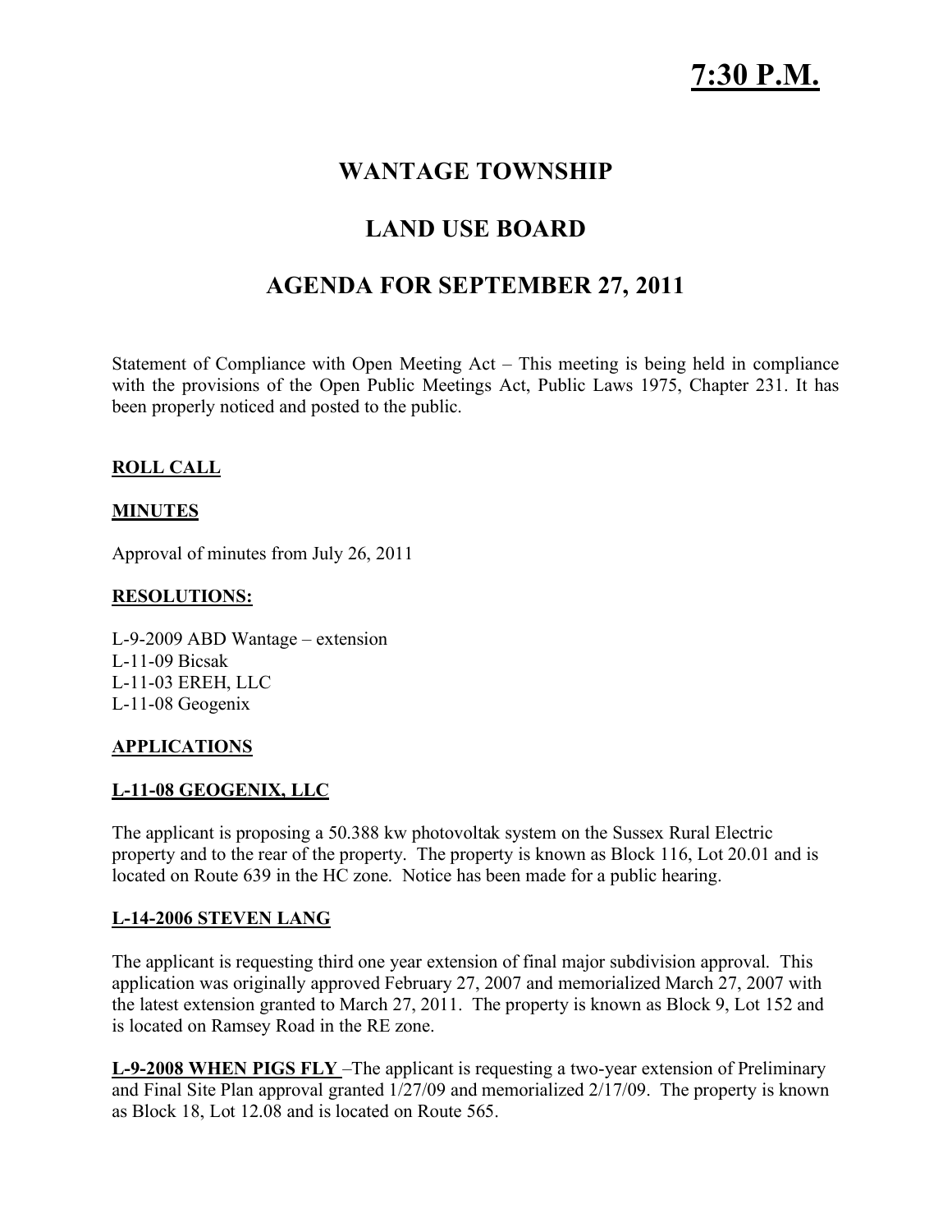# 7:30 P.M.

# WANTAGE TOWNSHIP

# LAND USE BOARD

# AGENDA FOR SEPTEMBER 27, 2011

Statement of Compliance with Open Meeting Act – This meeting is being held in compliance with the provisions of the Open Public Meetings Act, Public Laws 1975, Chapter 231. It has been properly noticed and posted to the public.

**ROLL CALL**

**MINUTES**

Approval of minutes from July 26, 2011

**RESOLUTIONS:**

L-9-2009 ABD Wantage – extension
L-11-09 Bicsak
L-11-03 EREH, LLC
L-11-08 Geogenix

**APPLICATIONS**

**L-11-08 GEOGENIX, LLC**

The applicant is proposing a 50.388 kw photovoltak system on the Sussex Rural Electric property and to the rear of the property. The property is known as Block 116, Lot 20.01 and is located on Route 639 in the HC zone. Notice has been made for a public hearing.

**L-14-2006 STEVEN LANG**

The applicant is requesting third one year extension of final major subdivision approval. This application was originally approved February 27, 2007 and memorialized March 27, 2007 with the latest extension granted to March 27, 2011. The property is known as Block 9, Lot 152 and is located on Ramsey Road in the RE zone.

**L-9-2008 WHEN PIGS FLY** –The applicant is requesting a two-year extension of Preliminary and Final Site Plan approval granted 1/27/09 and memorialized 2/17/09. The property is known as Block 18, Lot 12.08 and is located on Route 565.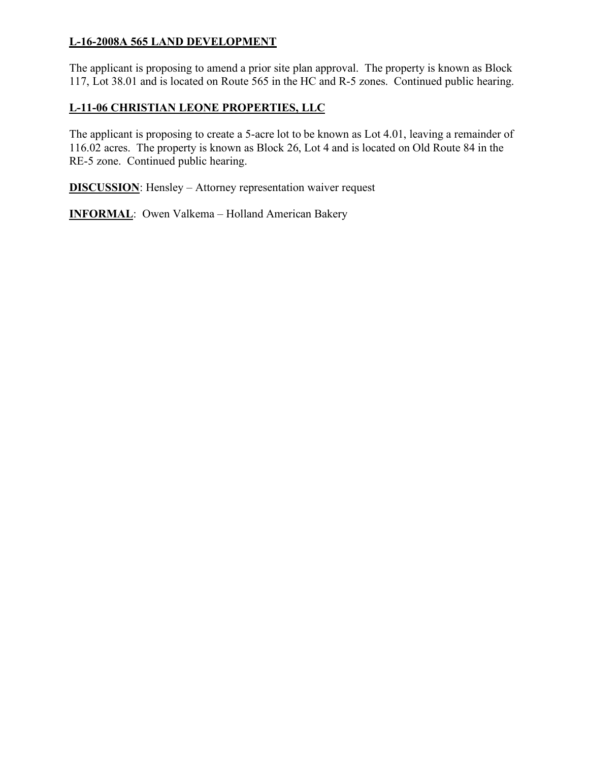**L-16-2008A 565 LAND DEVELOPMENT**

The applicant is proposing to amend a prior site plan approval. The property is known as Block 117, Lot 38.01 and is located on Route 565 in the HC and R-5 zones. Continued public hearing.

**L-11-06 CHRISTIAN LEONE PROPERTIES, LLC**

The applicant is proposing to create a 5-acre lot to be known as Lot 4.01, leaving a remainder of 116.02 acres. The property is known as Block 26, Lot 4 and is located on Old Route 84 in the RE-5 zone. Continued public hearing.

**DISCUSSION**: Hensley – Attorney representation waiver request

**INFORMAL**: Owen Valkema – Holland American Bakery